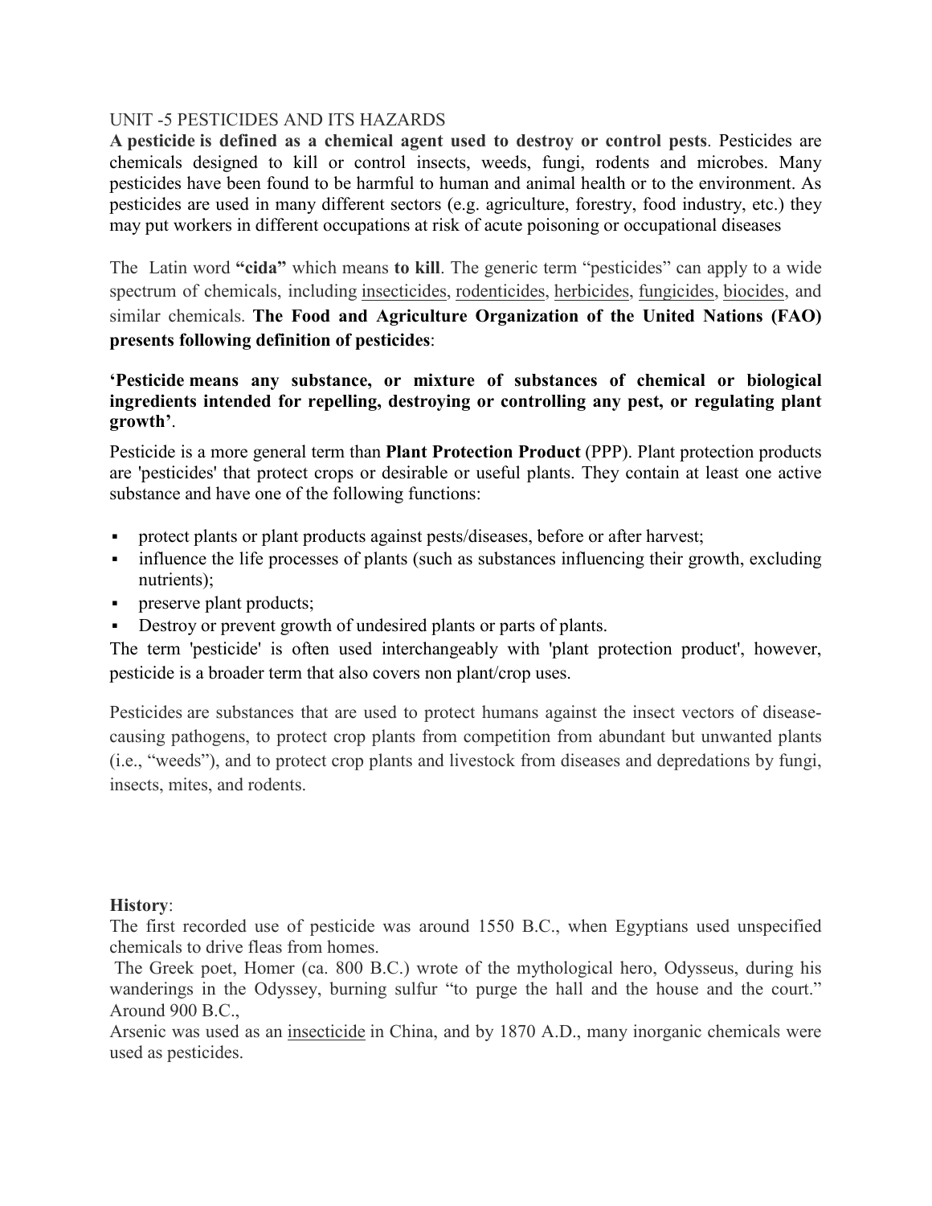# UNIT -5 PESTICIDES AND ITS HAZARDS

**A pesticide is defined as a chemical agent used to destroy or control pests**. Pesticides are chemicals designed to kill or control insects, weeds, fungi, rodents and microbes. Many pesticides have been found to be harmful to human and animal health or to the environment. As pesticides are used in many different sectors (e.g. agriculture, forestry, food industry, etc.) they may put workers in different occupations at risk of acute poisoning or occupational diseases

The Latin word **"cida"** which means **to kill**. The generic term "pesticides" can apply to a wide spectrum of chemicals, including insecticides, rodenticides, herbicides, fungicides, biocides, and similar chemicals. **The Food and Agriculture Organization of the United Nations (FAO) presents following definition of pesticides**:

**'Pesticide means any substance, or mixture of substances of chemical or biological ingredients intended for repelling, destroying or controlling any pest, or regulating plant growth'**.

Pesticide is a more general term than **Plant Protection Product** (PPP). Plant protection products are 'pesticides' that protect crops or desirable or useful plants. They contain at least one active substance and have one of the following functions:

- protect plants or plant products against pests/diseases, before or after harvest;
- influence the life processes of plants (such as substances influencing their growth, excluding nutrients);
- preserve plant products;
- Destroy or prevent growth of undesired plants or parts of plants.

The term 'pesticide' is often used interchangeably with 'plant protection product', however, pesticide is a broader term that also covers non plant/crop uses.

Pesticides are substances that are used to protect humans against the insect vectors of disease-causing pathogens, to protect crop plants from competition from abundant but unwanted plants (i.e., "weeds"), and to protect crop plants and livestock from diseases and depredations by fungi, insects, mites, and rodents.

**History**:

The first recorded use of pesticide was around 1550 B.C., when Egyptians used unspecified chemicals to drive fleas from homes.

The Greek poet, Homer (ca. 800 B.C.) wrote of the mythological hero, Odysseus, during his wanderings in the Odyssey, burning sulfur "to purge the hall and the house and the court." Around 900 B.C.,

Arsenic was used as an insecticide in China, and by 1870 A.D., many inorganic chemicals were used as pesticides.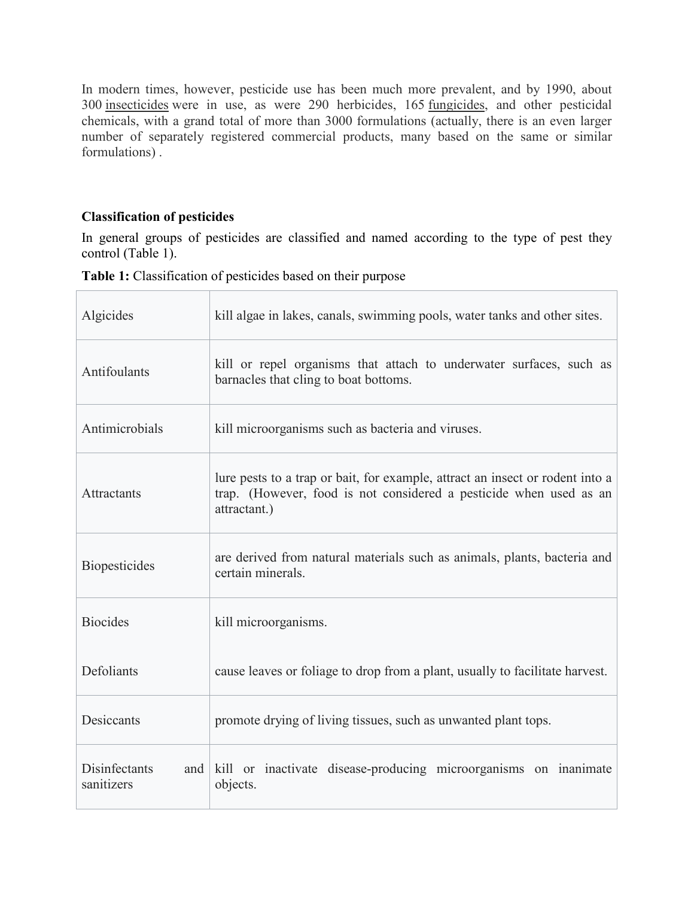In modern times, however, pesticide use has been much more prevalent, and by 1990, about 300 insecticides were in use, as were 290 herbicides, 165 fungicides, and other pesticidal chemicals, with a grand total of more than 3000 formulations (actually, there is an even larger number of separately registered commercial products, many based on the same or similar formulations) .

### Classification of pesticides

In general groups of pesticides are classified and named according to the type of pest they control (Table 1).

**Table 1:** Classification of pesticides based on their purpose

| | |
|---|---|
| Algicides | kill algae in lakes, canals, swimming pools, water tanks and other sites. |
| Antifoulants | kill or repel organisms that attach to underwater surfaces, such as barnacles that cling to boat bottoms. |
| Antimicrobials | kill microorganisms such as bacteria and viruses. |
| Attractants | lure pests to a trap or bait, for example, attract an insect or rodent into a trap. (However, food is not considered a pesticide when used as an attractant.) |
| Biopesticides | are derived from natural materials such as animals, plants, bacteria and certain minerals. |
| Biocides | kill microorganisms. |
| Defoliants | cause leaves or foliage to drop from a plant, usually to facilitate harvest. |
| Desiccants | promote drying of living tissues, such as unwanted plant tops. |
| Disinfectants and sanitizers | kill or inactivate disease-producing microorganisms on inanimate objects. |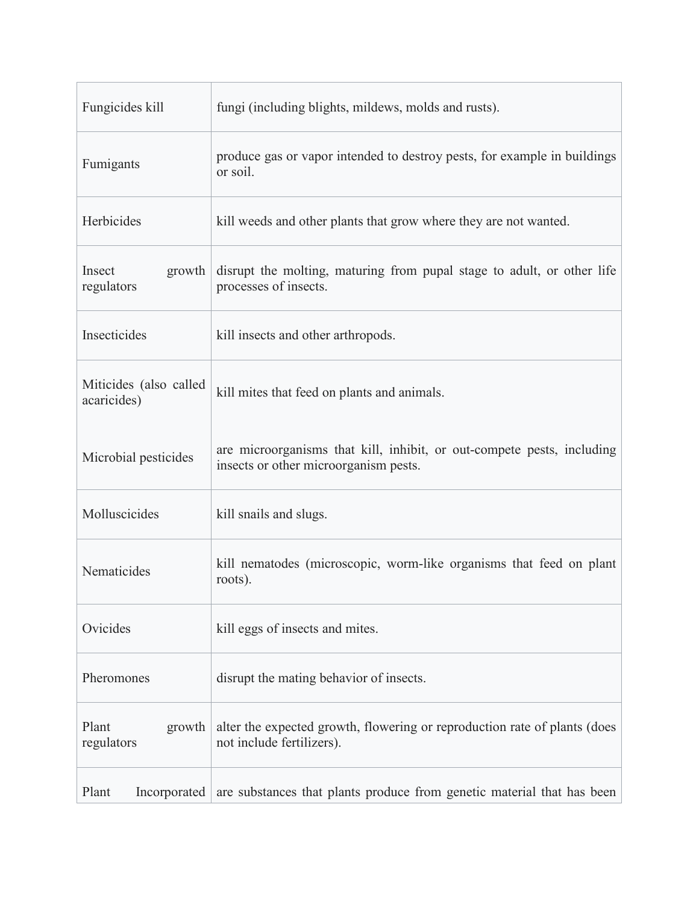| | |
|---|---|
| Fungicides kill | fungi (including blights, mildews, molds and rusts). |
| Fumigants | produce gas or vapor intended to destroy pests, for example in buildings or soil. |
| Herbicides | kill weeds and other plants that grow where they are not wanted. |
| Insect growth regulators | disrupt the molting, maturing from pupal stage to adult, or other life processes of insects. |
| Insecticides | kill insects and other arthropods. |
| Miticides (also called acaricides) | kill mites that feed on plants and animals. |
| Microbial pesticides | are microorganisms that kill, inhibit, or out-compete pests, including insects or other microorganism pests. |
| Molluscicides | kill snails and slugs. |
| Nematicides | kill nematodes (microscopic, worm-like organisms that feed on plant roots). |
| Ovicides | kill eggs of insects and mites. |
| Pheromones | disrupt the mating behavior of insects. |
| Plant growth regulators | alter the expected growth, flowering or reproduction rate of plants (does not include fertilizers). |
| Plant Incorporated | are substances that plants produce from genetic material that has been |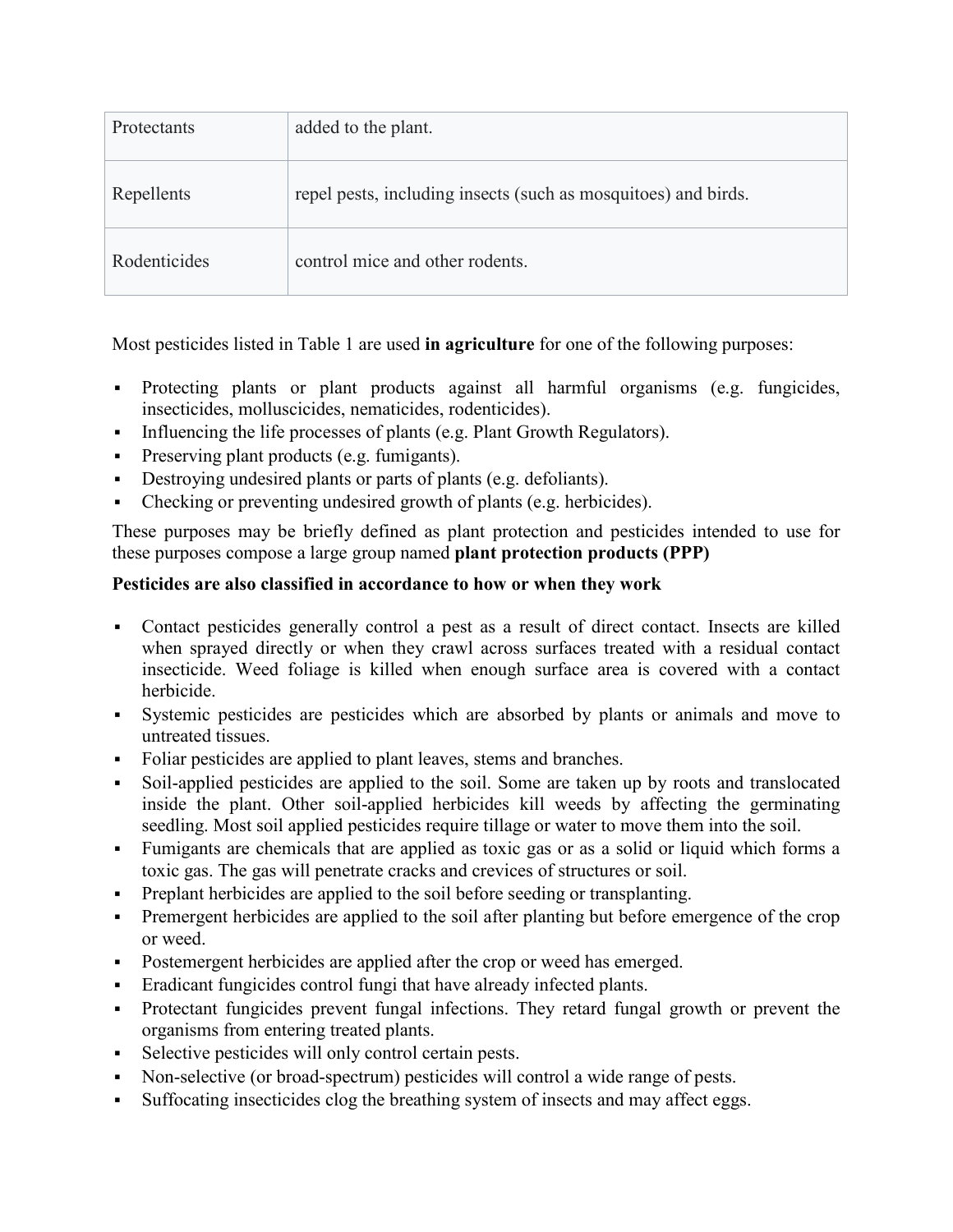| | |
|---|---|
| Protectants | added to the plant. |
| Repellents | repel pests, including insects (such as mosquitoes) and birds. |
| Rodenticides | control mice and other rodents. |

Most pesticides listed in Table 1 are used **in agriculture** for one of the following purposes:

- Protecting plants or plant products against all harmful organisms (e.g. fungicides, insecticides, molluscicides, nematicides, rodenticides).
- Influencing the life processes of plants (e.g. Plant Growth Regulators).
- Preserving plant products (e.g. fumigants).
- Destroying undesired plants or parts of plants (e.g. defoliants).
- Checking or preventing undesired growth of plants (e.g. herbicides).

These purposes may be briefly defined as plant protection and pesticides intended to use for these purposes compose a large group named **plant protection products (PPP)**

**Pesticides are also classified in accordance to how or when they work**

- Contact pesticides generally control a pest as a result of direct contact. Insects are killed when sprayed directly or when they crawl across surfaces treated with a residual contact insecticide. Weed foliage is killed when enough surface area is covered with a contact herbicide.
- Systemic pesticides are pesticides which are absorbed by plants or animals and move to untreated tissues.
- Foliar pesticides are applied to plant leaves, stems and branches.
- Soil-applied pesticides are applied to the soil. Some are taken up by roots and translocated inside the plant. Other soil-applied herbicides kill weeds by affecting the germinating seedling. Most soil applied pesticides require tillage or water to move them into the soil.
- Fumigants are chemicals that are applied as toxic gas or as a solid or liquid which forms a toxic gas. The gas will penetrate cracks and crevices of structures or soil.
- Preplant herbicides are applied to the soil before seeding or transplanting.
- Premergent herbicides are applied to the soil after planting but before emergence of the crop or weed.
- Postemergent herbicides are applied after the crop or weed has emerged.
- Eradicant fungicides control fungi that have already infected plants.
- Protectant fungicides prevent fungal infections. They retard fungal growth or prevent the organisms from entering treated plants.
- Selective pesticides will only control certain pests.
- Non-selective (or broad-spectrum) pesticides will control a wide range of pests.
- Suffocating insecticides clog the breathing system of insects and may affect eggs.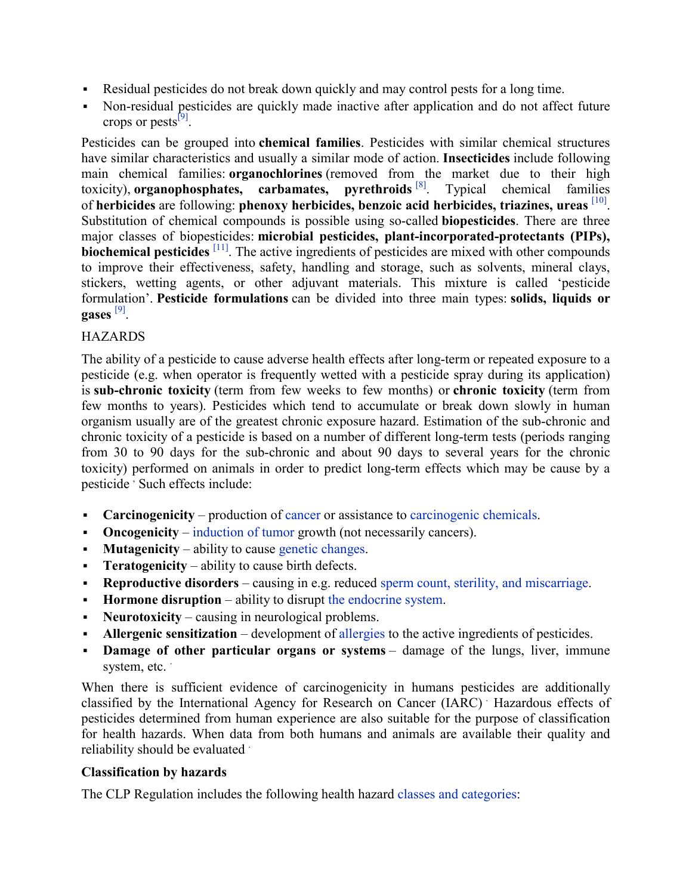- Residual pesticides do not break down quickly and may control pests for a long time.
- Non-residual pesticides are quickly made inactive after application and do not affect future crops or pests[9].

Pesticides can be grouped into **chemical families**. Pesticides with similar chemical structures have similar characteristics and usually a similar mode of action. **Insecticides** include following main chemical families: **organochlorines** (removed from the market due to their high toxicity), **organophosphates, carbamates, pyrethroids** [8]. Typical chemical families of **herbicides** are following: **phenoxy herbicides, benzoic acid herbicides, triazines, ureas** [10]. Substitution of chemical compounds is possible using so-called **biopesticides**. There are three major classes of biopesticides: **microbial pesticides, plant-incorporated-protectants (PIPs), biochemical pesticides** [11]. The active ingredients of pesticides are mixed with other compounds to improve their effectiveness, safety, handling and storage, such as solvents, mineral clays, stickers, wetting agents, or other adjuvant materials. This mixture is called 'pesticide formulation'. **Pesticide formulations** can be divided into three main types: **solids, liquids or gases** [9].

HAZARDS

The ability of a pesticide to cause adverse health effects after long-term or repeated exposure to a pesticide (e.g. when operator is frequently wetted with a pesticide spray during its application) is **sub-chronic toxicity** (term from few weeks to few months) or **chronic toxicity** (term from few months to years). Pesticides which tend to accumulate or break down slowly in human organism usually are of the greatest chronic exposure hazard. Estimation of the sub-chronic and chronic toxicity of a pesticide is based on a number of different long-term tests (periods ranging from 30 to 90 days for the sub-chronic and about 90 days to several years for the chronic toxicity) performed on animals in order to predict long-term effects which may be cause by a pesticide . Such effects include:

- **Carcinogenicity** – production of cancer or assistance to carcinogenic chemicals.
- **Oncogenicity** – induction of tumor growth (not necessarily cancers).
- **Mutagenicity** – ability to cause genetic changes.
- **Teratogenicity** – ability to cause birth defects.
- **Reproductive disorders** – causing in e.g. reduced sperm count, sterility, and miscarriage.
- **Hormone disruption** – ability to disrupt the endocrine system.
- **Neurotoxicity** – causing in neurological problems.
- **Allergenic sensitization** – development of allergies to the active ingredients of pesticides.
- **Damage of other particular organs or systems** – damage of the lungs, liver, immune system, etc.

When there is sufficient evidence of carcinogenicity in humans pesticides are additionally classified by the International Agency for Research on Cancer (IARC) . Hazardous effects of pesticides determined from human experience are also suitable for the purpose of classification for health hazards. When data from both humans and animals are available their quality and reliability should be evaluated .

**Classification by hazards**

The CLP Regulation includes the following health hazard classes and categories: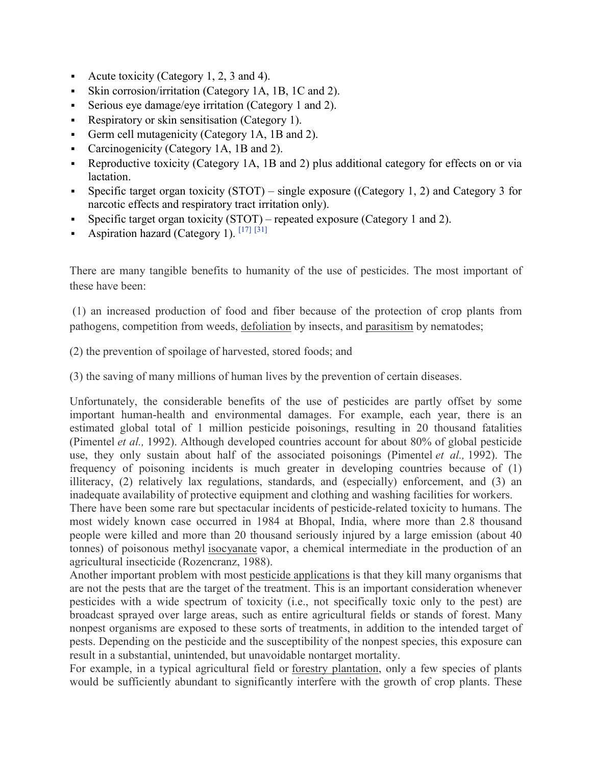- Acute toxicity (Category 1, 2, 3 and 4).
- Skin corrosion/irritation (Category 1A, 1B, 1C and 2).
- Serious eye damage/eye irritation (Category 1 and 2).
- Respiratory or skin sensitisation (Category 1).
- Germ cell mutagenicity (Category 1A, 1B and 2).
- Carcinogenicity (Category 1A, 1B and 2).
- Reproductive toxicity (Category 1A, 1B and 2) plus additional category for effects on or via lactation.
- Specific target organ toxicity (STOT) – single exposure ((Category 1, 2) and Category 3 for narcotic effects and respiratory tract irritation only).
- Specific target organ toxicity (STOT) – repeated exposure (Category 1 and 2).
- Aspiration hazard (Category 1). [17] [31]

There are many tangible benefits to humanity of the use of pesticides. The most important of these have been:

(1) an increased production of food and fiber because of the protection of crop plants from pathogens, competition from weeds, defoliation by insects, and parasitism by nematodes;

(2) the prevention of spoilage of harvested, stored foods; and

(3) the saving of many millions of human lives by the prevention of certain diseases.

Unfortunately, the considerable benefits of the use of pesticides are partly offset by some important human-health and environmental damages. For example, each year, there is an estimated global total of 1 million pesticide poisonings, resulting in 20 thousand fatalities (Pimentel *et al.,* 1992). Although developed countries account for about 80% of global pesticide use, they only sustain about half of the associated poisonings (Pimentel *et al.,* 1992). The frequency of poisoning incidents is much greater in developing countries because of (1) illiteracy, (2) relatively lax regulations, standards, and (especially) enforcement, and (3) an inadequate availability of protective equipment and clothing and washing facilities for workers.
There have been some rare but spectacular incidents of pesticide-related toxicity to humans. The most widely known case occurred in 1984 at Bhopal, India, where more than 2.8 thousand people were killed and more than 20 thousand seriously injured by a large emission (about 40 tonnes) of poisonous methyl isocyanate vapor, a chemical intermediate in the production of an agricultural insecticide (Rozencranz, 1988).
Another important problem with most pesticide applications is that they kill many organisms that are not the pests that are the target of the treatment. This is an important consideration whenever pesticides with a wide spectrum of toxicity (i.e., not specifically toxic only to the pest) are broadcast sprayed over large areas, such as entire agricultural fields or stands of forest. Many nonpest organisms are exposed to these sorts of treatments, in addition to the intended target of pests. Depending on the pesticide and the susceptibility of the nonpest species, this exposure can result in a substantial, unintended, but unavoidable nontarget mortality.
For example, in a typical agricultural field or forestry plantation, only a few species of plants would be sufficiently abundant to significantly interfere with the growth of crop plants. These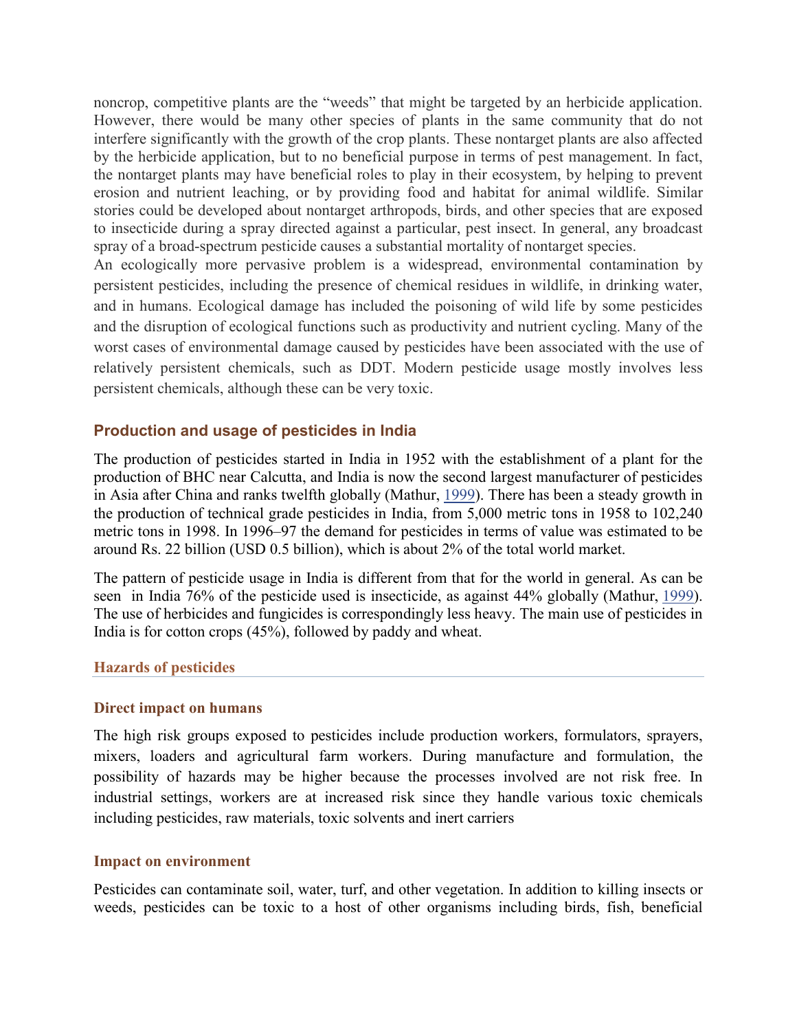noncrop, competitive plants are the "weeds" that might be targeted by an herbicide application. However, there would be many other species of plants in the same community that do not interfere significantly with the growth of the crop plants. These nontarget plants are also affected by the herbicide application, but to no beneficial purpose in terms of pest management. In fact, the nontarget plants may have beneficial roles to play in their ecosystem, by helping to prevent erosion and nutrient leaching, or by providing food and habitat for animal wildlife. Similar stories could be developed about nontarget arthropods, birds, and other species that are exposed to insecticide during a spray directed against a particular, pest insect. In general, any broadcast spray of a broad-spectrum pesticide causes a substantial mortality of nontarget species.

An ecologically more pervasive problem is a widespread, environmental contamination by persistent pesticides, including the presence of chemical residues in wildlife, in drinking water, and in humans. Ecological damage has included the poisoning of wild life by some pesticides and the disruption of ecological functions such as productivity and nutrient cycling. Many of the worst cases of environmental damage caused by pesticides have been associated with the use of relatively persistent chemicals, such as DDT. Modern pesticide usage mostly involves less persistent chemicals, although these can be very toxic.

## Production and usage of pesticides in India

The production of pesticides started in India in 1952 with the establishment of a plant for the production of BHC near Calcutta, and India is now the second largest manufacturer of pesticides in Asia after China and ranks twelfth globally (Mathur, 1999). There has been a steady growth in the production of technical grade pesticides in India, from 5,000 metric tons in 1958 to 102,240 metric tons in 1998. In 1996–97 the demand for pesticides in terms of value was estimated to be around Rs. 22 billion (USD 0.5 billion), which is about 2% of the total world market.

The pattern of pesticide usage in India is different from that for the world in general. As can be seen in India 76% of the pesticide used is insecticide, as against 44% globally (Mathur, 1999). The use of herbicides and fungicides is correspondingly less heavy. The main use of pesticides in India is for cotton crops (45%), followed by paddy and wheat.

## Hazards of pesticides

### Direct impact on humans

The high risk groups exposed to pesticides include production workers, formulators, sprayers, mixers, loaders and agricultural farm workers. During manufacture and formulation, the possibility of hazards may be higher because the processes involved are not risk free. In industrial settings, workers are at increased risk since they handle various toxic chemicals including pesticides, raw materials, toxic solvents and inert carriers

### Impact on environment

Pesticides can contaminate soil, water, turf, and other vegetation. In addition to killing insects or weeds, pesticides can be toxic to a host of other organisms including birds, fish, beneficial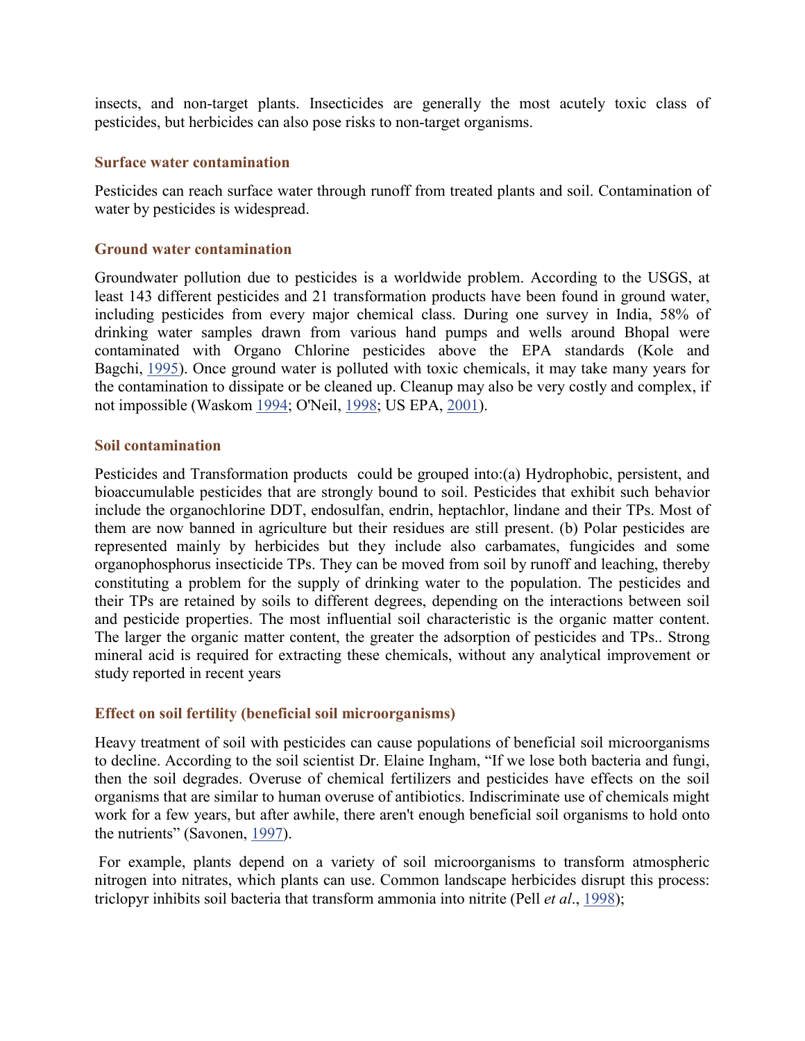insects, and non-target plants. Insecticides are generally the most acutely toxic class of pesticides, but herbicides can also pose risks to non-target organisms.

### Surface water contamination

Pesticides can reach surface water through runoff from treated plants and soil. Contamination of water by pesticides is widespread.

### Ground water contamination

Groundwater pollution due to pesticides is a worldwide problem. According to the USGS, at least 143 different pesticides and 21 transformation products have been found in ground water, including pesticides from every major chemical class. During one survey in India, 58% of drinking water samples drawn from various hand pumps and wells around Bhopal were contaminated with Organo Chlorine pesticides above the EPA standards (Kole and Bagchi, 1995). Once ground water is polluted with toxic chemicals, it may take many years for the contamination to dissipate or be cleaned up. Cleanup may also be very costly and complex, if not impossible (Waskom 1994; O'Neil, 1998; US EPA, 2001).

### Soil contamination

Pesticides and Transformation products could be grouped into:(a) Hydrophobic, persistent, and bioaccumulable pesticides that are strongly bound to soil. Pesticides that exhibit such behavior include the organochlorine DDT, endosulfan, endrin, heptachlor, lindane and their TPs. Most of them are now banned in agriculture but their residues are still present. (b) Polar pesticides are represented mainly by herbicides but they include also carbamates, fungicides and some organophosphorus insecticide TPs. They can be moved from soil by runoff and leaching, thereby constituting a problem for the supply of drinking water to the population. The pesticides and their TPs are retained by soils to different degrees, depending on the interactions between soil and pesticide properties. The most influential soil characteristic is the organic matter content. The larger the organic matter content, the greater the adsorption of pesticides and TPs.. Strong mineral acid is required for extracting these chemicals, without any analytical improvement or study reported in recent years

### Effect on soil fertility (beneficial soil microorganisms)

Heavy treatment of soil with pesticides can cause populations of beneficial soil microorganisms to decline. According to the soil scientist Dr. Elaine Ingham, "If we lose both bacteria and fungi, then the soil degrades. Overuse of chemical fertilizers and pesticides have effects on the soil organisms that are similar to human overuse of antibiotics. Indiscriminate use of chemicals might work for a few years, but after awhile, there aren't enough beneficial soil organisms to hold onto the nutrients" (Savonen, 1997).

For example, plants depend on a variety of soil microorganisms to transform atmospheric nitrogen into nitrates, which plants can use. Common landscape herbicides disrupt this process: triclopyr inhibits soil bacteria that transform ammonia into nitrite (Pell *et al*., 1998);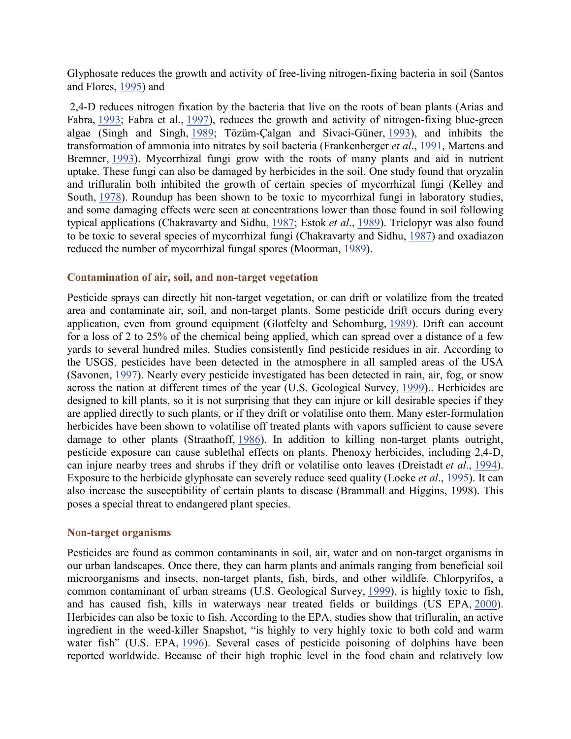Glyphosate reduces the growth and activity of free-living nitrogen-fixing bacteria in soil (Santos and Flores, 1995) and

2,4-D reduces nitrogen fixation by the bacteria that live on the roots of bean plants (Arias and Fabra, 1993; Fabra et al., 1997), reduces the growth and activity of nitrogen-fixing blue-green algae (Singh and Singh, 1989; Tözüm-Çalgan and Sivaci-Güner, 1993), and inhibits the transformation of ammonia into nitrates by soil bacteria (Frankenberger *et al*., 1991, Martens and Bremner, 1993). Mycorrhizal fungi grow with the roots of many plants and aid in nutrient uptake. These fungi can also be damaged by herbicides in the soil. One study found that oryzalin and trifluralin both inhibited the growth of certain species of mycorrhizal fungi (Kelley and South, 1978). Roundup has been shown to be toxic to mycorrhizal fungi in laboratory studies, and some damaging effects were seen at concentrations lower than those found in soil following typical applications (Chakravarty and Sidhu, 1987; Estok *et al*., 1989). Triclopyr was also found to be toxic to several species of mycorrhizal fungi (Chakravarty and Sidhu, 1987) and oxadiazon reduced the number of mycorrhizal fungal spores (Moorman, 1989).

### Contamination of air, soil, and non-target vegetation

Pesticide sprays can directly hit non-target vegetation, or can drift or volatilize from the treated area and contaminate air, soil, and non-target plants. Some pesticide drift occurs during every application, even from ground equipment (Glotfelty and Schomburg, 1989). Drift can account for a loss of 2 to 25% of the chemical being applied, which can spread over a distance of a few yards to several hundred miles. Studies consistently find pesticide residues in air. According to the USGS, pesticides have been detected in the atmosphere in all sampled areas of the USA (Savonen, 1997). Nearly every pesticide investigated has been detected in rain, air, fog, or snow across the nation at different times of the year (U.S. Geological Survey, 1999).. Herbicides are designed to kill plants, so it is not surprising that they can injure or kill desirable species if they are applied directly to such plants, or if they drift or volatilise onto them. Many ester-formulation herbicides have been shown to volatilise off treated plants with vapors sufficient to cause severe damage to other plants (Straathoff, 1986). In addition to killing non-target plants outright, pesticide exposure can cause sublethal effects on plants. Phenoxy herbicides, including 2,4-D, can injure nearby trees and shrubs if they drift or volatilise onto leaves (Dreistadt *et al*., 1994). Exposure to the herbicide glyphosate can severely reduce seed quality (Locke *et al*., 1995). It can also increase the susceptibility of certain plants to disease (Brammall and Higgins, 1998). This poses a special threat to endangered plant species.

### Non-target organisms

Pesticides are found as common contaminants in soil, air, water and on non-target organisms in our urban landscapes. Once there, they can harm plants and animals ranging from beneficial soil microorganisms and insects, non-target plants, fish, birds, and other wildlife. Chlorpyrifos, a common contaminant of urban streams (U.S. Geological Survey, 1999), is highly toxic to fish, and has caused fish, kills in waterways near treated fields or buildings (US EPA, 2000). Herbicides can also be toxic to fish. According to the EPA, studies show that trifluralin, an active ingredient in the weed-killer Snapshot, "is highly to very highly toxic to both cold and warm water fish" (U.S. EPA, 1996). Several cases of pesticide poisoning of dolphins have been reported worldwide. Because of their high trophic level in the food chain and relatively low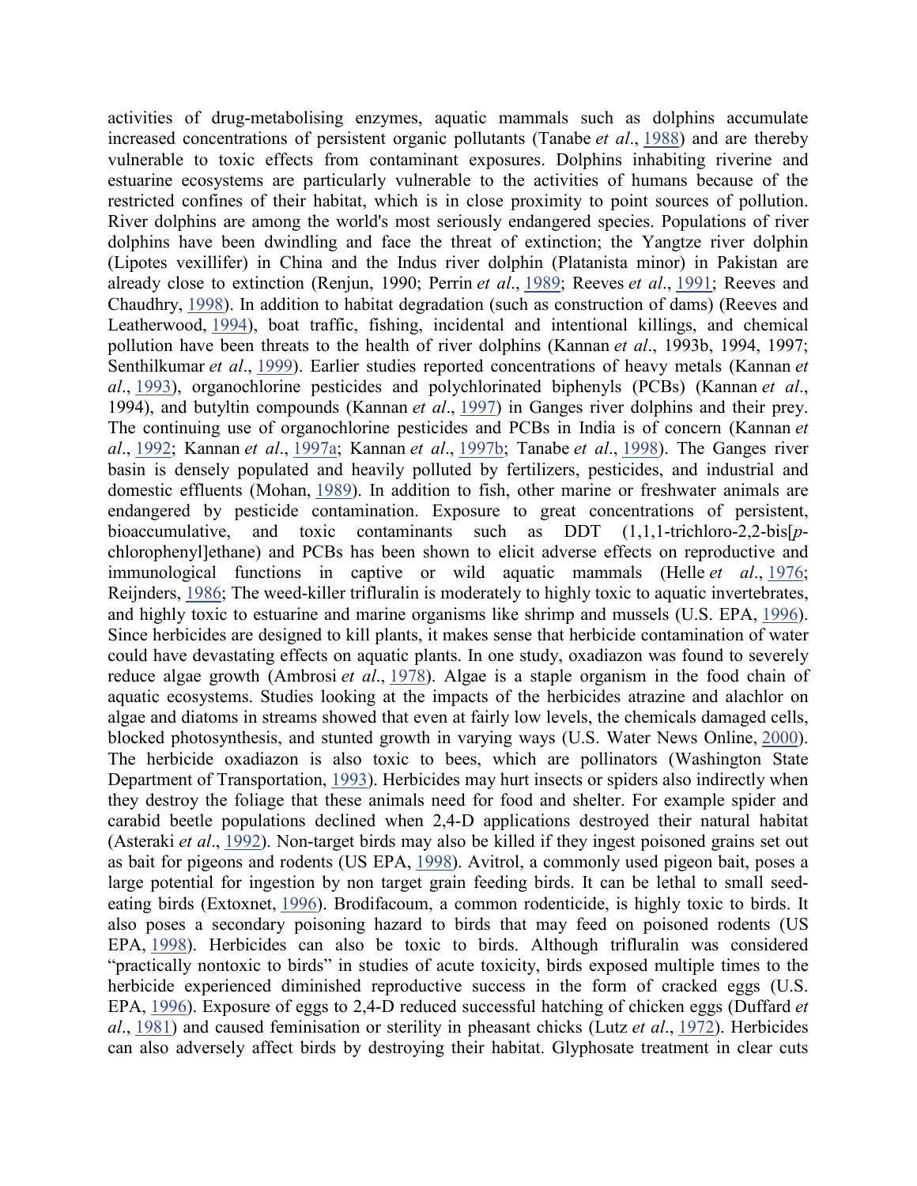activities of drug-metabolising enzymes, aquatic mammals such as dolphins accumulate increased concentrations of persistent organic pollutants (Tanabe *et al*., 1988) and are thereby vulnerable to toxic effects from contaminant exposures. Dolphins inhabiting riverine and estuarine ecosystems are particularly vulnerable to the activities of humans because of the restricted confines of their habitat, which is in close proximity to point sources of pollution. River dolphins are among the world's most seriously endangered species. Populations of river dolphins have been dwindling and face the threat of extinction; the Yangtze river dolphin (Lipotes vexillifer) in China and the Indus river dolphin (Platanista minor) in Pakistan are already close to extinction (Renjun, 1990; Perrin *et al*., 1989; Reeves *et al*., 1991; Reeves and Chaudhry, 1998). In addition to habitat degradation (such as construction of dams) (Reeves and Leatherwood, 1994), boat traffic, fishing, incidental and intentional killings, and chemical pollution have been threats to the health of river dolphins (Kannan *et al*., 1993b, 1994, 1997; Senthilkumar *et al*., 1999). Earlier studies reported concentrations of heavy metals (Kannan *et al*., 1993), organochlorine pesticides and polychlorinated biphenyls (PCBs) (Kannan *et al*., 1994), and butyltin compounds (Kannan *et al*., 1997) in Ganges river dolphins and their prey. The continuing use of organochlorine pesticides and PCBs in India is of concern (Kannan *et al*., 1992; Kannan *et al*., 1997a; Kannan *et al*., 1997b; Tanabe *et al*., 1998). The Ganges river basin is densely populated and heavily polluted by fertilizers, pesticides, and industrial and domestic effluents (Mohan, 1989). In addition to fish, other marine or freshwater animals are endangered by pesticide contamination. Exposure to great concentrations of persistent, bioaccumulative, and toxic contaminants such as DDT (1,1,1-trichloro-2,2-bis[*p*-chlorophenyl]ethane) and PCBs has been shown to elicit adverse effects on reproductive and immunological functions in captive or wild aquatic mammals (Helle *et al*., 1976; Reijnders, 1986; The weed-killer trifluralin is moderately to highly toxic to aquatic invertebrates, and highly toxic to estuarine and marine organisms like shrimp and mussels (U.S. EPA, 1996). Since herbicides are designed to kill plants, it makes sense that herbicide contamination of water could have devastating effects on aquatic plants. In one study, oxadiazon was found to severely reduce algae growth (Ambrosi *et al*., 1978). Algae is a staple organism in the food chain of aquatic ecosystems. Studies looking at the impacts of the herbicides atrazine and alachlor on algae and diatoms in streams showed that even at fairly low levels, the chemicals damaged cells, blocked photosynthesis, and stunted growth in varying ways (U.S. Water News Online, 2000). The herbicide oxadiazon is also toxic to bees, which are pollinators (Washington State Department of Transportation, 1993). Herbicides may hurt insects or spiders also indirectly when they destroy the foliage that these animals need for food and shelter. For example spider and carabid beetle populations declined when 2,4-D applications destroyed their natural habitat (Asteraki *et al*., 1992). Non-target birds may also be killed if they ingest poisoned grains set out as bait for pigeons and rodents (US EPA, 1998). Avitrol, a commonly used pigeon bait, poses a large potential for ingestion by non target grain feeding birds. It can be lethal to small seed-eating birds (Extoxnet, 1996). Brodifacoum, a common rodenticide, is highly toxic to birds. It also poses a secondary poisoning hazard to birds that may feed on poisoned rodents (US EPA, 1998). Herbicides can also be toxic to birds. Although trifluralin was considered "practically nontoxic to birds" in studies of acute toxicity, birds exposed multiple times to the herbicide experienced diminished reproductive success in the form of cracked eggs (U.S. EPA, 1996). Exposure of eggs to 2,4-D reduced successful hatching of chicken eggs (Duffard *et al*., 1981) and caused feminisation or sterility in pheasant chicks (Lutz *et al*., 1972). Herbicides can also adversely affect birds by destroying their habitat. Glyphosate treatment in clear cuts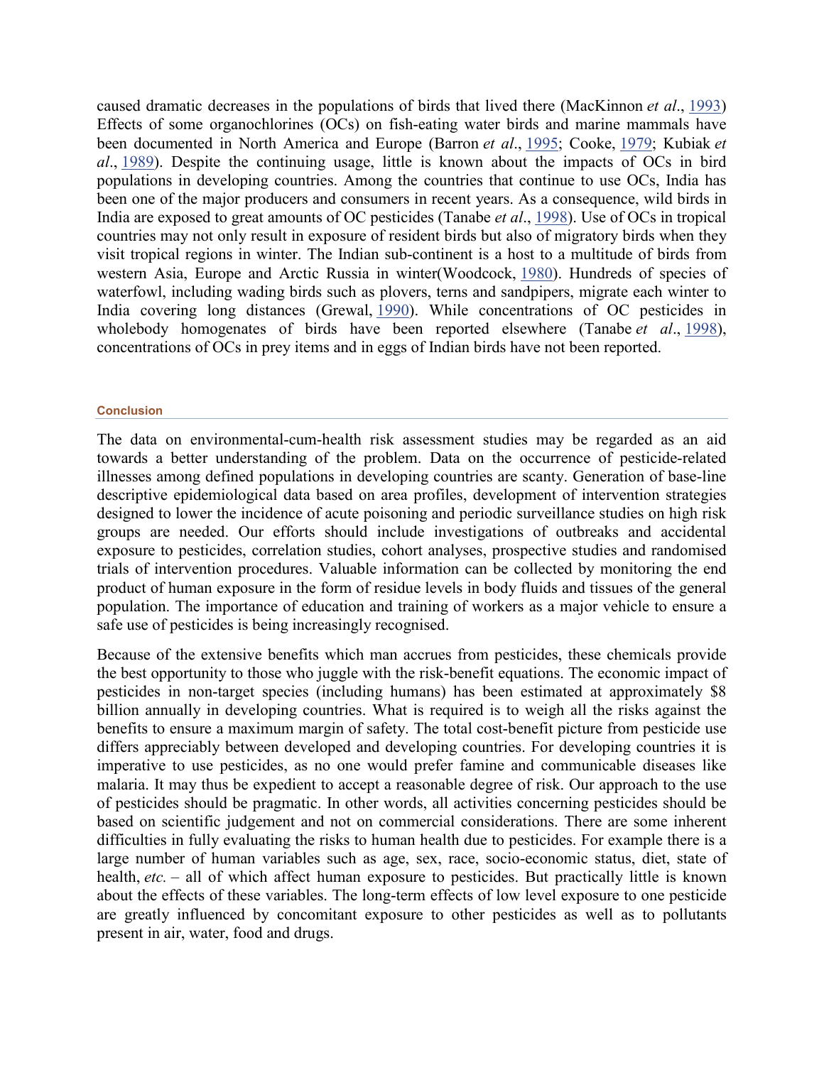caused dramatic decreases in the populations of birds that lived there (MacKinnon *et al*., 1993) Effects of some organochlorines (OCs) on fish-eating water birds and marine mammals have been documented in North America and Europe (Barron *et al*., 1995; Cooke, 1979; Kubiak *et al*., 1989). Despite the continuing usage, little is known about the impacts of OCs in bird populations in developing countries. Among the countries that continue to use OCs, India has been one of the major producers and consumers in recent years. As a consequence, wild birds in India are exposed to great amounts of OC pesticides (Tanabe *et al*., 1998). Use of OCs in tropical countries may not only result in exposure of resident birds but also of migratory birds when they visit tropical regions in winter. The Indian sub-continent is a host to a multitude of birds from western Asia, Europe and Arctic Russia in winter(Woodcock, 1980). Hundreds of species of waterfowl, including wading birds such as plovers, terns and sandpipers, migrate each winter to India covering long distances (Grewal, 1990). While concentrations of OC pesticides in wholebody homogenates of birds have been reported elsewhere (Tanabe *et al*., 1998), concentrations of OCs in prey items and in eggs of Indian birds have not been reported.

## Conclusion

The data on environmental-cum-health risk assessment studies may be regarded as an aid towards a better understanding of the problem. Data on the occurrence of pesticide-related illnesses among defined populations in developing countries are scanty. Generation of base-line descriptive epidemiological data based on area profiles, development of intervention strategies designed to lower the incidence of acute poisoning and periodic surveillance studies on high risk groups are needed. Our efforts should include investigations of outbreaks and accidental exposure to pesticides, correlation studies, cohort analyses, prospective studies and randomised trials of intervention procedures. Valuable information can be collected by monitoring the end product of human exposure in the form of residue levels in body fluids and tissues of the general population. The importance of education and training of workers as a major vehicle to ensure a safe use of pesticides is being increasingly recognised.

Because of the extensive benefits which man accrues from pesticides, these chemicals provide the best opportunity to those who juggle with the risk-benefit equations. The economic impact of pesticides in non-target species (including humans) has been estimated at approximately $8 billion annually in developing countries. What is required is to weigh all the risks against the benefits to ensure a maximum margin of safety. The total cost-benefit picture from pesticide use differs appreciably between developed and developing countries. For developing countries it is imperative to use pesticides, as no one would prefer famine and communicable diseases like malaria. It may thus be expedient to accept a reasonable degree of risk. Our approach to the use of pesticides should be pragmatic. In other words, all activities concerning pesticides should be based on scientific judgement and not on commercial considerations. There are some inherent difficulties in fully evaluating the risks to human health due to pesticides. For example there is a large number of human variables such as age, sex, race, socio-economic status, diet, state of health, *etc.* – all of which affect human exposure to pesticides. But practically little is known about the effects of these variables. The long-term effects of low level exposure to one pesticide are greatly influenced by concomitant exposure to other pesticides as well as to pollutants present in air, water, food and drugs.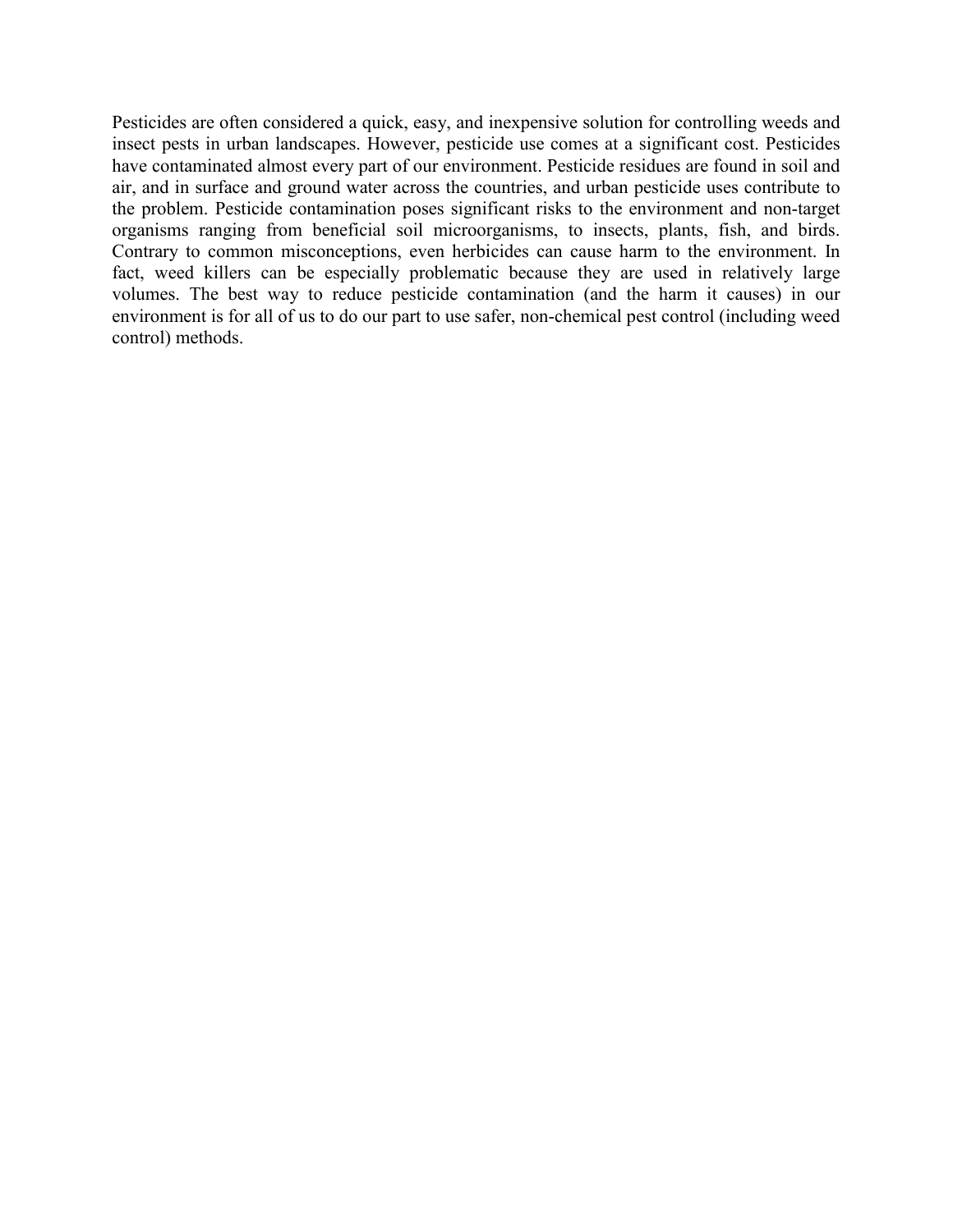Pesticides are often considered a quick, easy, and inexpensive solution for controlling weeds and insect pests in urban landscapes. However, pesticide use comes at a significant cost. Pesticides have contaminated almost every part of our environment. Pesticide residues are found in soil and air, and in surface and ground water across the countries, and urban pesticide uses contribute to the problem. Pesticide contamination poses significant risks to the environment and non-target organisms ranging from beneficial soil microorganisms, to insects, plants, fish, and birds. Contrary to common misconceptions, even herbicides can cause harm to the environment. In fact, weed killers can be especially problematic because they are used in relatively large volumes. The best way to reduce pesticide contamination (and the harm it causes) in our environment is for all of us to do our part to use safer, non-chemical pest control (including weed control) methods.